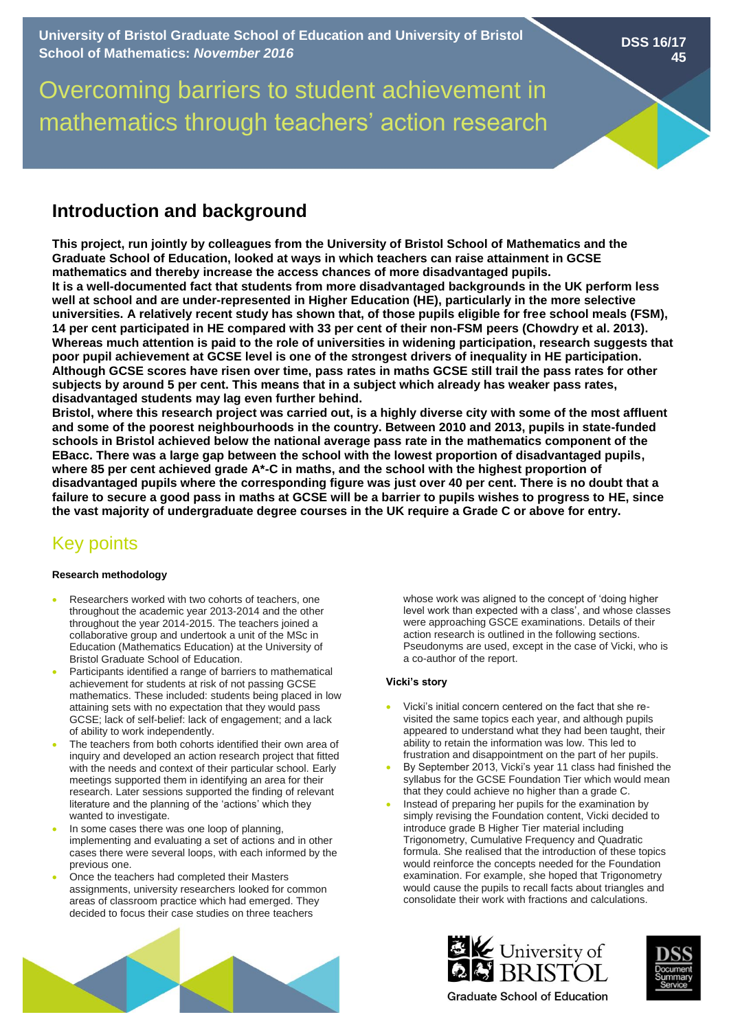University of Bristol Graduate School of Education and University of Bristol School of Mathematics: *November 2016*

DSS 16/17 45

# Overcoming barriers to student achievement in mathematics through teachers' action research

## Introduction and background

**This project, run jointly by colleagues from the University of Bristol School of Mathematics and the Graduate School of Education, looked at ways in which teachers can raise attainment in GCSE mathematics and thereby increase the access chances of more disadvantaged pupils.**
**It is a well-documented fact that students from more disadvantaged backgrounds in the UK perform less well at school and are under-represented in Higher Education (HE), particularly in the more selective universities. A relatively recent study has shown that, of those pupils eligible for free school meals (FSM), 14 per cent participated in HE compared with 33 per cent of their non-FSM peers (Chowdry et al. 2013). Whereas much attention is paid to the role of universities in widening participation, research suggests that poor pupil achievement at GCSE level is one of the strongest drivers of inequality in HE participation. Although GCSE scores have risen over time, pass rates in maths GCSE still trail the pass rates for other subjects by around 5 per cent. This means that in a subject which already has weaker pass rates, disadvantaged students may lag even further behind.**
**Bristol, where this research project was carried out, is a highly diverse city with some of the most affluent and some of the poorest neighbourhoods in the country. Between 2010 and 2013, pupils in state-funded schools in Bristol achieved below the national average pass rate in the mathematics component of the EBacc. There was a large gap between the school with the lowest proportion of disadvantaged pupils, where 85 per cent achieved grade A\*-C in maths, and the school with the highest proportion of disadvantaged pupils where the corresponding figure was just over 40 per cent. There is no doubt that a failure to secure a good pass in maths at GCSE will be a barrier to pupils wishes to progress to HE, since the vast majority of undergraduate degree courses in the UK require a Grade C or above for entry.**

## Key points

#### Research methodology

- Researchers worked with two cohorts of teachers, one throughout the academic year 2013-2014 and the other throughout the year 2014-2015. The teachers joined a collaborative group and undertook a unit of the MSc in Education (Mathematics Education) at the University of Bristol Graduate School of Education.
- Participants identified a range of barriers to mathematical achievement for students at risk of not passing GCSE mathematics. These included: students being placed in low attaining sets with no expectation that they would pass GCSE; lack of self-belief: lack of engagement; and a lack of ability to work independently.
- The teachers from both cohorts identified their own area of inquiry and developed an action research project that fitted with the needs and context of their particular school. Early meetings supported them in identifying an area for their research. Later sessions supported the finding of relevant literature and the planning of the 'actions' which they wanted to investigate.
- In some cases there was one loop of planning, implementing and evaluating a set of actions and in other cases there were several loops, with each informed by the previous one.
- Once the teachers had completed their Masters assignments, university researchers looked for common areas of classroom practice which had emerged. They decided to focus their case studies on three teachers whose work was aligned to the concept of 'doing higher level work than expected with a class', and whose classes were approaching GSCE examinations. Details of their action research is outlined in the following sections. Pseudonyms are used, except in the case of Vicki, who is a co-author of the report.

#### Vicki's story

- Vicki's initial concern centered on the fact that she re-visited the same topics each year, and although pupils appeared to understand what they had been taught, their ability to retain the information was low. This led to frustration and disappointment on the part of her pupils.
- By September 2013, Vicki's year 11 class had finished the syllabus for the GCSE Foundation Tier which would mean that they could achieve no higher than a grade C.
- Instead of preparing her pupils for the examination by simply revising the Foundation content, Vicki decided to introduce grade B Higher Tier material including Trigonometry, Cumulative Frequency and Quadratic formula. She realised that the introduction of these topics would reinforce the concepts needed for the Foundation examination. For example, she hoped that Trigonometry would cause the pupils to recall facts about triangles and consolidate their work with fractions and calculations.

University of Bristol Graduate School of Education

DSS Document Summary Service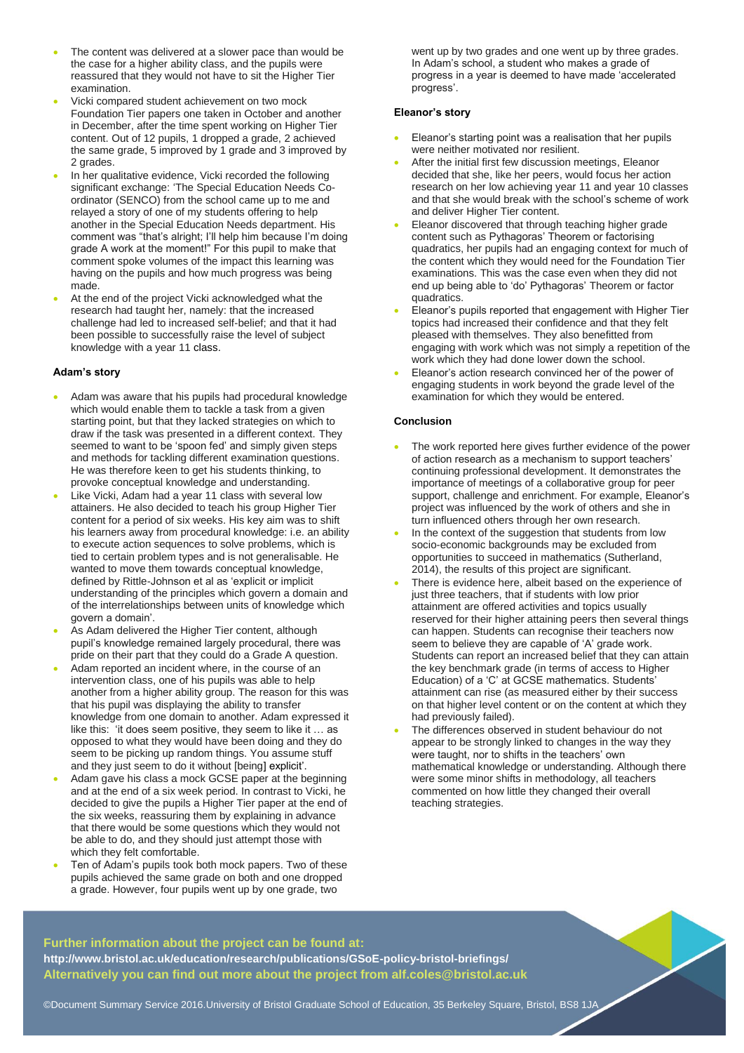- The content was delivered at a slower pace than would be the case for a higher ability class, and the pupils were reassured that they would not have to sit the Higher Tier examination.
- Vicki compared student achievement on two mock Foundation Tier papers one taken in October and another in December, after the time spent working on Higher Tier content. Out of 12 pupils, 1 dropped a grade, 2 achieved the same grade, 5 improved by 1 grade and 3 improved by 2 grades.
- In her qualitative evidence, Vicki recorded the following significant exchange: 'The Special Education Needs Co-ordinator (SENCO) from the school came up to me and relayed a story of one of my students offering to help another in the Special Education Needs department. His comment was "that's alright; I'll help him because I'm doing grade A work at the moment!" For this pupil to make that comment spoke volumes of the impact this learning was having on the pupils and how much progress was being made.
- At the end of the project Vicki acknowledged what the research had taught her, namely: that the increased challenge had led to increased self-belief; and that it had been possible to successfully raise the level of subject knowledge with a year 11 class.

### Adam's story

- Adam was aware that his pupils had procedural knowledge which would enable them to tackle a task from a given starting point, but that they lacked strategies on which to draw if the task was presented in a different context. They seemed to want to be 'spoon fed' and simply given steps and methods for tackling different examination questions. He was therefore keen to get his students thinking, to provoke conceptual knowledge and understanding.
- Like Vicki, Adam had a year 11 class with several low attainers. He also decided to teach his group Higher Tier content for a period of six weeks. His key aim was to shift his learners away from procedural knowledge: i.e. an ability to execute action sequences to solve problems, which is tied to certain problem types and is not generalisable. He wanted to move them towards conceptual knowledge, defined by Rittle-Johnson et al as 'explicit or implicit understanding of the principles which govern a domain and of the interrelationships between units of knowledge which govern a domain'.
- As Adam delivered the Higher Tier content, although pupil's knowledge remained largely procedural, there was pride on their part that they could do a Grade A question.
- Adam reported an incident where, in the course of an intervention class, one of his pupils was able to help another from a higher ability group. The reason for this was that his pupil was displaying the ability to transfer knowledge from one domain to another. Adam expressed it like this: 'it does seem positive, they seem to like it … as opposed to what they would have been doing and they do seem to be picking up random things. You assume stuff and they just seem to do it without [being] explicit'.
- Adam gave his class a mock GCSE paper at the beginning and at the end of a six week period. In contrast to Vicki, he decided to give the pupils a Higher Tier paper at the end of the six weeks, reassuring them by explaining in advance that there would be some questions which they would not be able to do, and they should just attempt those with which they felt comfortable.
- Ten of Adam's pupils took both mock papers. Two of these pupils achieved the same grade on both and one dropped a grade. However, four pupils went up by one grade, two went up by two grades and one went up by three grades. In Adam's school, a student who makes a grade of progress in a year is deemed to have made 'accelerated progress'.

### Eleanor's story

- Eleanor's starting point was a realisation that her pupils were neither motivated nor resilient.
- After the initial first few discussion meetings, Eleanor decided that she, like her peers, would focus her action research on her low achieving year 11 and year 10 classes and that she would break with the school's scheme of work and deliver Higher Tier content.
- Eleanor discovered that through teaching higher grade content such as Pythagoras' Theorem or factorising quadratics, her pupils had an engaging context for much of the content which they would need for the Foundation Tier examinations. This was the case even when they did not end up being able to 'do' Pythagoras' Theorem or factor quadratics.
- Eleanor's pupils reported that engagement with Higher Tier topics had increased their confidence and that they felt pleased with themselves. They also benefitted from engaging with work which was not simply a repetition of the work which they had done lower down the school.
- Eleanor's action research convinced her of the power of engaging students in work beyond the grade level of the examination for which they would be entered.

### Conclusion

- The work reported here gives further evidence of the power of action research as a mechanism to support teachers' continuing professional development. It demonstrates the importance of meetings of a collaborative group for peer support, challenge and enrichment. For example, Eleanor's project was influenced by the work of others and she in turn influenced others through her own research.
- In the context of the suggestion that students from low socio-economic backgrounds may be excluded from opportunities to succeed in mathematics (Sutherland, 2014), the results of this project are significant.
- There is evidence here, albeit based on the experience of just three teachers, that if students with low prior attainment are offered activities and topics usually reserved for their higher attaining peers then several things can happen. Students can recognise their teachers now seem to believe they are capable of 'A' grade work. Students can report an increased belief that they can attain the key benchmark grade (in terms of access to Higher Education) of a 'C' at GCSE mathematics. Students' attainment can rise (as measured either by their success on that higher level content or on the content at which they had previously failed).
- The differences observed in student behaviour do not appear to be strongly linked to changes in the way they were taught, nor to shifts in the teachers' own mathematical knowledge or understanding. Although there were some minor shifts in methodology, all teachers commented on how little they changed their overall teaching strategies.

**Further information about the project can be found at:**
**http://www.bristol.ac.uk/education/research/publications/GSoE-policy-bristol-briefings/**
**Alternatively you can find out more about the project from alf.coles@bristol.ac.uk**

©Document Summary Service 2016.University of Bristol Graduate School of Education, 35 Berkeley Square, Bristol, BS8 1JA